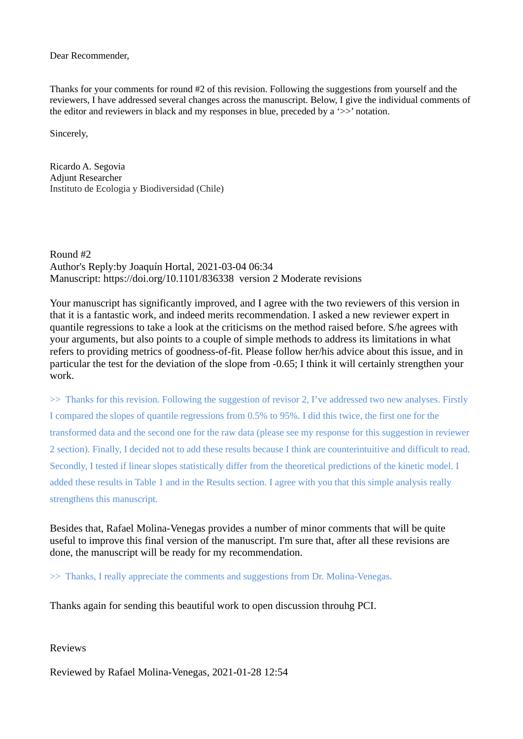Dear Recommender,

Thanks for your comments for round #2 of this revision. Following the suggestions from yourself and the reviewers, I have addressed several changes across the manuscript. Below, I give the individual comments of the editor and reviewers in black and my responses in blue, preceded by a '>>' notation.

Sincerely,

Ricardo A. Segovia
Adjunt Researcher
Instituto de Ecologia y Biodiversidad (Chile)

Round #2
Author's Reply:by Joaquín Hortal, 2021-03-04 06:34
Manuscript: https://doi.org/10.1101/836338 version 2 Moderate revisions

Your manuscript has significantly improved, and I agree with the two reviewers of this version in that it is a fantastic work, and indeed merits recommendation. I asked a new reviewer expert in quantile regressions to take a look at the criticisms on the method raised before. S/he agrees with your arguments, but also points to a couple of simple methods to address its limitations in what refers to providing metrics of goodness-of-fit. Please follow her/his advice about this issue, and in particular the test for the deviation of the slope from -0.65; I think it will certainly strengthen your work.

>> Thanks for this revision. Following the suggestion of revisor 2, I've addressed two new analyses. Firstly I compared the slopes of quantile regressions from 0.5% to 95%. I did this twice, the first one for the transformed data and the second one for the raw data (please see my response for this suggestion in reviewer 2 section). Finally, I decided not to add these results because I think are counterintuitive and difficult to read. Secondly, I tested if linear slopes statistically differ from the theoretical predictions of the kinetic model. I added these results in Table 1 and in the Results section. I agree with you that this simple analysis really strengthens this manuscript.

Besides that, Rafael Molina-Venegas provides a number of minor comments that will be quite useful to improve this final version of the manuscript. I'm sure that, after all these revisions are done, the manuscript will be ready for my recommendation.

>> Thanks, I really appreciate the comments and suggestions from Dr. Molina-Venegas.

Thanks again for sending this beautiful work to open discussion throuhg PCI.

Reviews

Reviewed by Rafael Molina-Venegas, 2021-01-28 12:54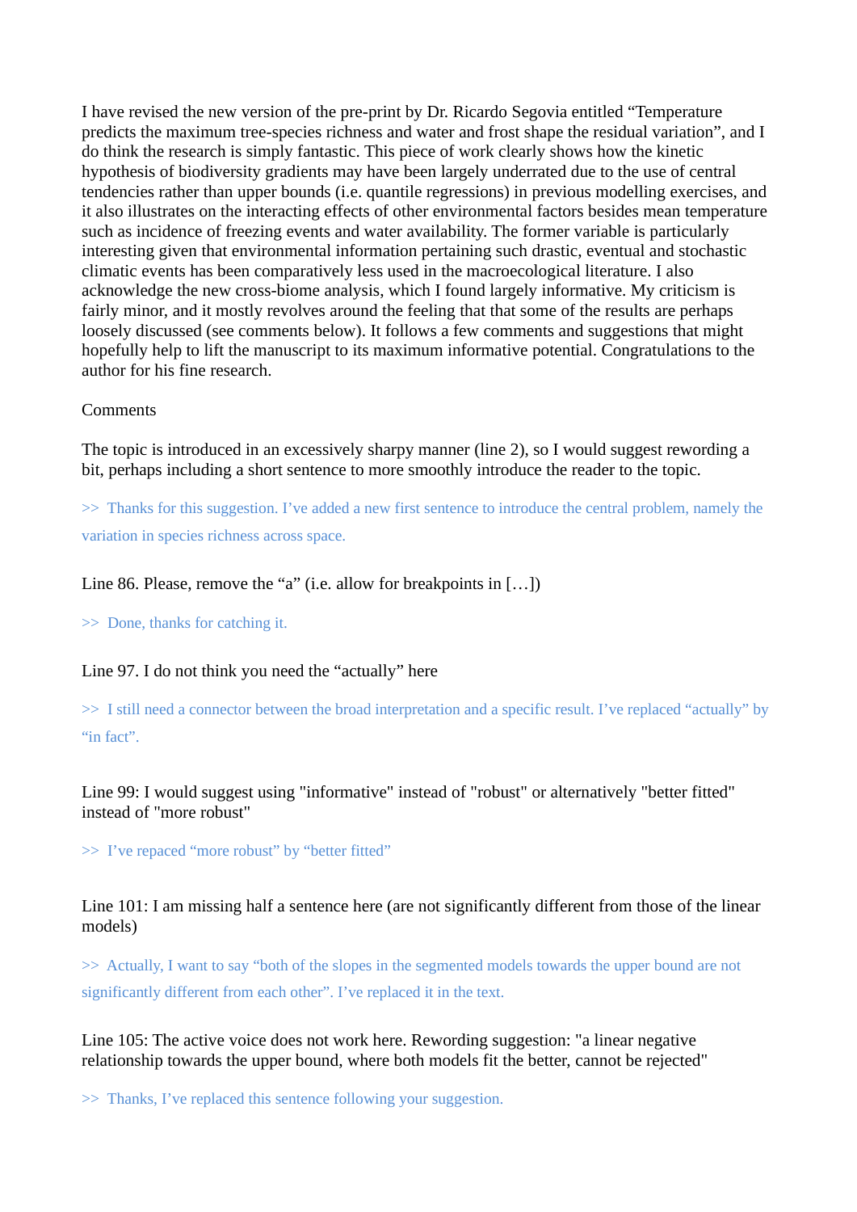I have revised the new version of the pre-print by Dr. Ricardo Segovia entitled "Temperature predicts the maximum tree-species richness and water and frost shape the residual variation", and I do think the research is simply fantastic. This piece of work clearly shows how the kinetic hypothesis of biodiversity gradients may have been largely underrated due to the use of central tendencies rather than upper bounds (i.e. quantile regressions) in previous modelling exercises, and it also illustrates on the interacting effects of other environmental factors besides mean temperature such as incidence of freezing events and water availability. The former variable is particularly interesting given that environmental information pertaining such drastic, eventual and stochastic climatic events has been comparatively less used in the macroecological literature. I also acknowledge the new cross-biome analysis, which I found largely informative. My criticism is fairly minor, and it mostly revolves around the feeling that that some of the results are perhaps loosely discussed (see comments below). It follows a few comments and suggestions that might hopefully help to lift the manuscript to its maximum informative potential. Congratulations to the author for his fine research.

Comments

The topic is introduced in an excessively sharpy manner (line 2), so I would suggest rewording a bit, perhaps including a short sentence to more smoothly introduce the reader to the topic.

>> Thanks for this suggestion. I've added a new first sentence to introduce the central problem, namely the variation in species richness across space.

Line 86. Please, remove the "a" (i.e. allow for breakpoints in […])

>> Done, thanks for catching it.

Line 97. I do not think you need the "actually" here

>> I still need a connector between the broad interpretation and a specific result. I've replaced "actually" by "in fact".

Line 99: I would suggest using "informative" instead of "robust" or alternatively "better fitted" instead of "more robust"

>> I've repaced "more robust" by "better fitted"

Line 101: I am missing half a sentence here (are not significantly different from those of the linear models)

>> Actually, I want to say "both of the slopes in the segmented models towards the upper bound are not significantly different from each other". I've replaced it in the text.

Line 105: The active voice does not work here. Rewording suggestion: "a linear negative relationship towards the upper bound, where both models fit the better, cannot be rejected"

>> Thanks, I've replaced this sentence following your suggestion.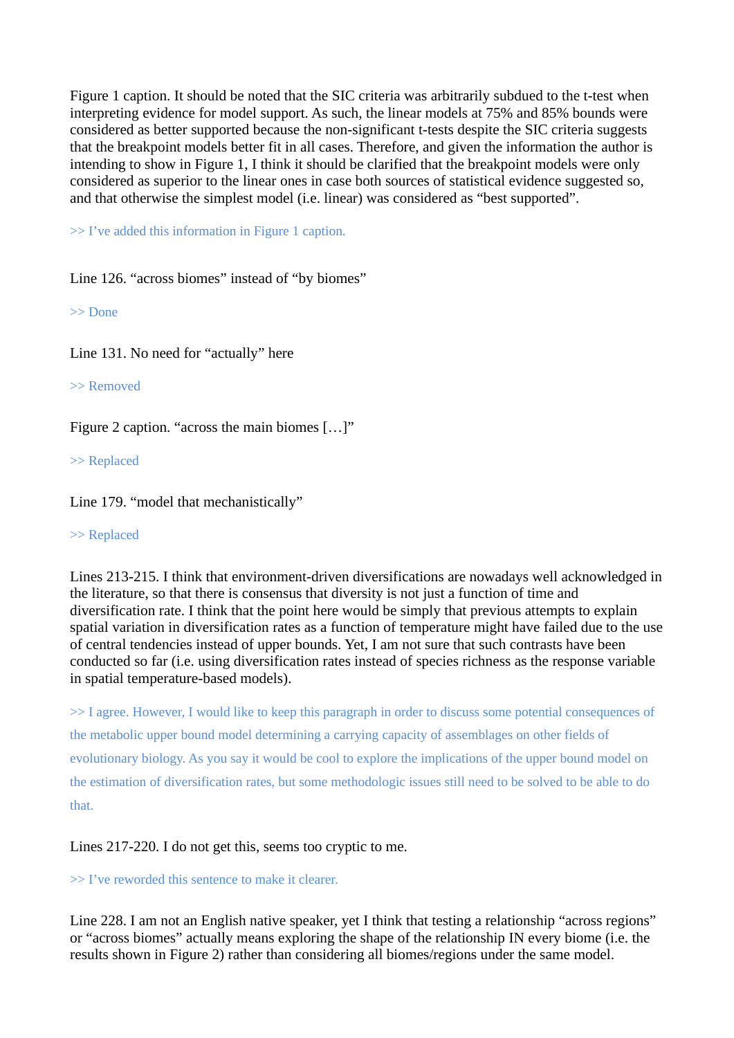Figure 1 caption. It should be noted that the SIC criteria was arbitrarily subdued to the t-test when interpreting evidence for model support. As such, the linear models at 75% and 85% bounds were considered as better supported because the non-significant t-tests despite the SIC criteria suggests that the breakpoint models better fit in all cases. Therefore, and given the information the author is intending to show in Figure 1, I think it should be clarified that the breakpoint models were only considered as superior to the linear ones in case both sources of statistical evidence suggested so, and that otherwise the simplest model (i.e. linear) was considered as "best supported".

>> I've added this information in Figure 1 caption.

Line 126. "across biomes" instead of "by biomes"

>> Done

Line 131. No need for "actually" here

>> Removed

Figure 2 caption. "across the main biomes […]"

>> Replaced

Line 179. "model that mechanistically"

>> Replaced

Lines 213-215. I think that environment-driven diversifications are nowadays well acknowledged in the literature, so that there is consensus that diversity is not just a function of time and diversification rate. I think that the point here would be simply that previous attempts to explain spatial variation in diversification rates as a function of temperature might have failed due to the use of central tendencies instead of upper bounds. Yet, I am not sure that such contrasts have been conducted so far (i.e. using diversification rates instead of species richness as the response variable in spatial temperature-based models).

>> I agree. However, I would like to keep this paragraph in order to discuss some potential consequences of the metabolic upper bound model determining a carrying capacity of assemblages on other fields of evolutionary biology. As you say it would be cool to explore the implications of the upper bound model on the estimation of diversification rates, but some methodologic issues still need to be solved to be able to do that.

Lines 217-220. I do not get this, seems too cryptic to me.

>> I've reworded this sentence to make it clearer.

Line 228. I am not an English native speaker, yet I think that testing a relationship "across regions" or "across biomes" actually means exploring the shape of the relationship IN every biome (i.e. the results shown in Figure 2) rather than considering all biomes/regions under the same model.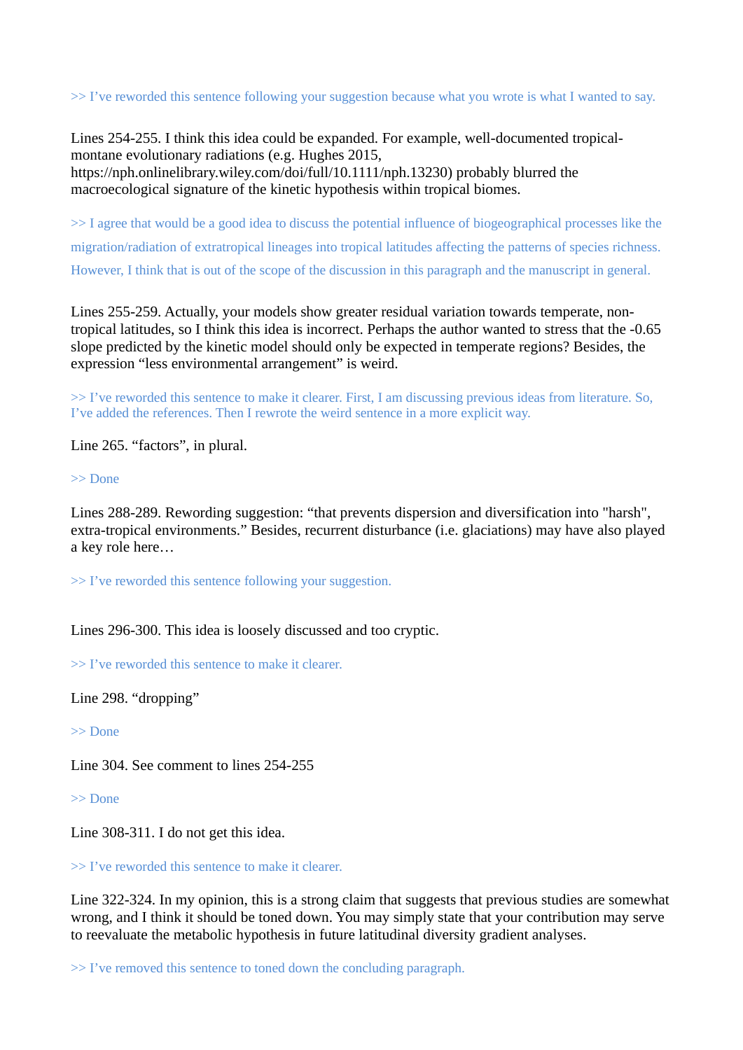>> I've reworded this sentence following your suggestion because what you wrote is what I wanted to say.

Lines 254-255. I think this idea could be expanded. For example, well-documented tropical-montane evolutionary radiations (e.g. Hughes 2015, https://nph.onlinelibrary.wiley.com/doi/full/10.1111/nph.13230) probably blurred the macroecological signature of the kinetic hypothesis within tropical biomes.

>> I agree that would be a good idea to discuss the potential influence of biogeographical processes like the migration/radiation of extratropical lineages into tropical latitudes affecting the patterns of species richness. However, I think that is out of the scope of the discussion in this paragraph and the manuscript in general.

Lines 255-259. Actually, your models show greater residual variation towards temperate, non-tropical latitudes, so I think this idea is incorrect. Perhaps the author wanted to stress that the -0.65 slope predicted by the kinetic model should only be expected in temperate regions? Besides, the expression "less environmental arrangement" is weird.

>> I've reworded this sentence to make it clearer. First, I am discussing previous ideas from literature. So, I've added the references. Then I rewrote the weird sentence in a more explicit way.

Line 265. "factors", in plural.

>> Done

Lines 288-289. Rewording suggestion: "that prevents dispersion and diversification into "harsh", extra-tropical environments." Besides, recurrent disturbance (i.e. glaciations) may have also played a key role here…

>> I've reworded this sentence following your suggestion.

Lines 296-300. This idea is loosely discussed and too cryptic.

>> I've reworded this sentence to make it clearer.

Line 298. "dropping"

>> Done

Line 304. See comment to lines 254-255

>> Done

Line 308-311. I do not get this idea.

>> I've reworded this sentence to make it clearer.

Line 322-324. In my opinion, this is a strong claim that suggests that previous studies are somewhat wrong, and I think it should be toned down. You may simply state that your contribution may serve to reevaluate the metabolic hypothesis in future latitudinal diversity gradient analyses.

>> I've removed this sentence to toned down the concluding paragraph.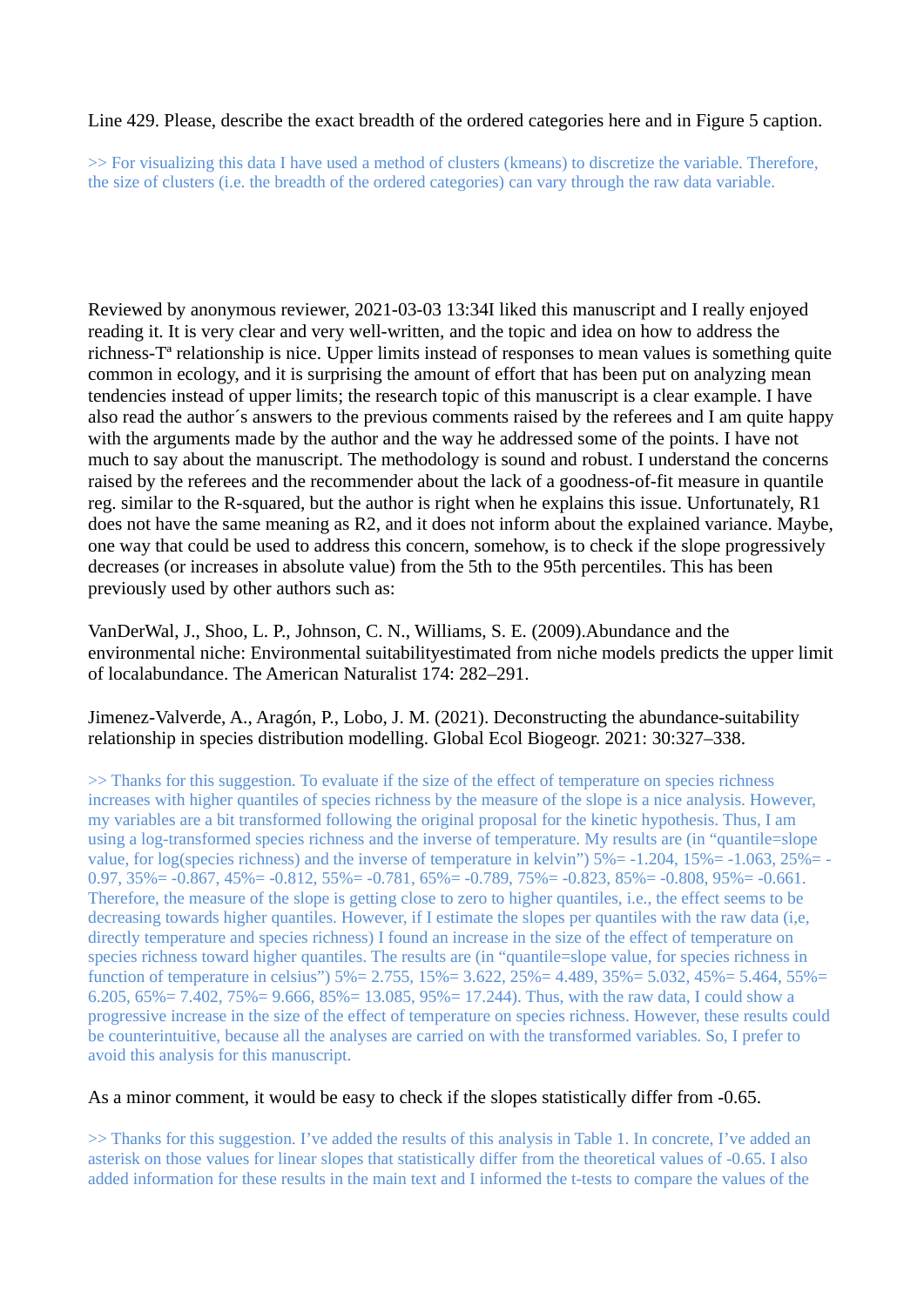Line 429. Please, describe the exact breadth of the ordered categories here and in Figure 5 caption.

>> For visualizing this data I have used a method of clusters (kmeans) to discretize the variable. Therefore, the size of clusters (i.e. the breadth of the ordered categories) can vary through the raw data variable.

Reviewed by anonymous reviewer, 2021-03-03 13:34I liked this manuscript and I really enjoyed reading it. It is very clear and very well-written, and the topic and idea on how to address the richness-Tª relationship is nice. Upper limits instead of responses to mean values is something quite common in ecology, and it is surprising the amount of effort that has been put on analyzing mean tendencies instead of upper limits; the research topic of this manuscript is a clear example. I have also read the author´s answers to the previous comments raised by the referees and I am quite happy with the arguments made by the author and the way he addressed some of the points. I have not much to say about the manuscript. The methodology is sound and robust. I understand the concerns raised by the referees and the recommender about the lack of a goodness-of-fit measure in quantile reg. similar to the R-squared, but the author is right when he explains this issue. Unfortunately, R1 does not have the same meaning as R2, and it does not inform about the explained variance. Maybe, one way that could be used to address this concern, somehow, is to check if the slope progressively decreases (or increases in absolute value) from the 5th to the 95th percentiles. This has been previously used by other authors such as:

VanDerWal, J., Shoo, L. P., Johnson, C. N., Williams, S. E. (2009).Abundance and the environmental niche: Environmental suitabilityestimated from niche models predicts the upper limit of localabundance. The American Naturalist 174: 282–291.

Jimenez-Valverde, A., Aragón, P., Lobo, J. M. (2021). Deconstructing the abundance-suitability relationship in species distribution modelling. Global Ecol Biogeogr. 2021: 30:327–338.

>> Thanks for this suggestion. To evaluate if the size of the effect of temperature on species richness increases with higher quantiles of species richness by the measure of the slope is a nice analysis. However, my variables are a bit transformed following the original proposal for the kinetic hypothesis. Thus, I am using a log-transformed species richness and the inverse of temperature. My results are (in "quantile=slope value, for log(species richness) and the inverse of temperature in kelvin") 5%= -1.204, 15%= -1.063, 25%= -0.97, 35%= -0.867, 45%= -0.812, 55%= -0.781, 65%= -0.789, 75%= -0.823, 85%= -0.808, 95%= -0.661. Therefore, the measure of the slope is getting close to zero to higher quantiles, i.e., the effect seems to be decreasing towards higher quantiles. However, if I estimate the slopes per quantiles with the raw data (i,e, directly temperature and species richness) I found an increase in the size of the effect of temperature on species richness toward higher quantiles. The results are (in "quantile=slope value, for species richness in function of temperature in celsius") 5%= 2.755, 15%= 3.622, 25%= 4.489, 35%= 5.032, 45%= 5.464, 55%= 6.205, 65%= 7.402, 75%= 9.666, 85%= 13.085, 95%= 17.244). Thus, with the raw data, I could show a progressive increase in the size of the effect of temperature on species richness. However, these results could be counterintuitive, because all the analyses are carried on with the transformed variables. So, I prefer to avoid this analysis for this manuscript.

As a minor comment, it would be easy to check if the slopes statistically differ from -0.65.

>> Thanks for this suggestion. I've added the results of this analysis in Table 1. In concrete, I've added an asterisk on those values for linear slopes that statistically differ from the theoretical values of -0.65. I also added information for these results in the main text and I informed the t-tests to compare the values of the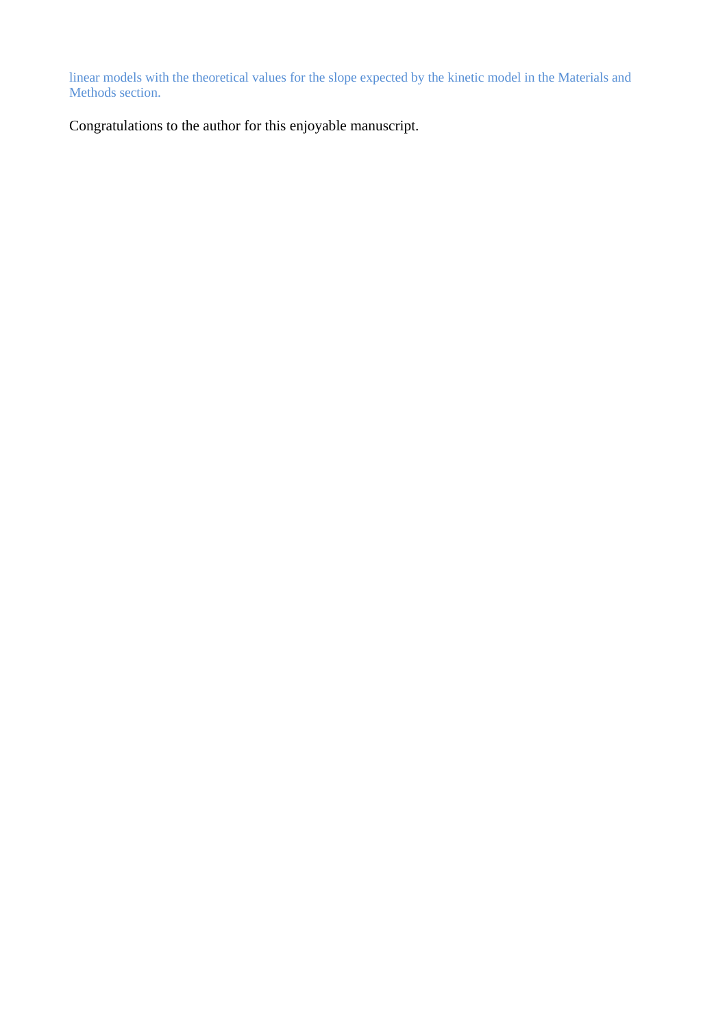linear models with the theoretical values for the slope expected by the kinetic model in the Materials and Methods section.

Congratulations to the author for this enjoyable manuscript.